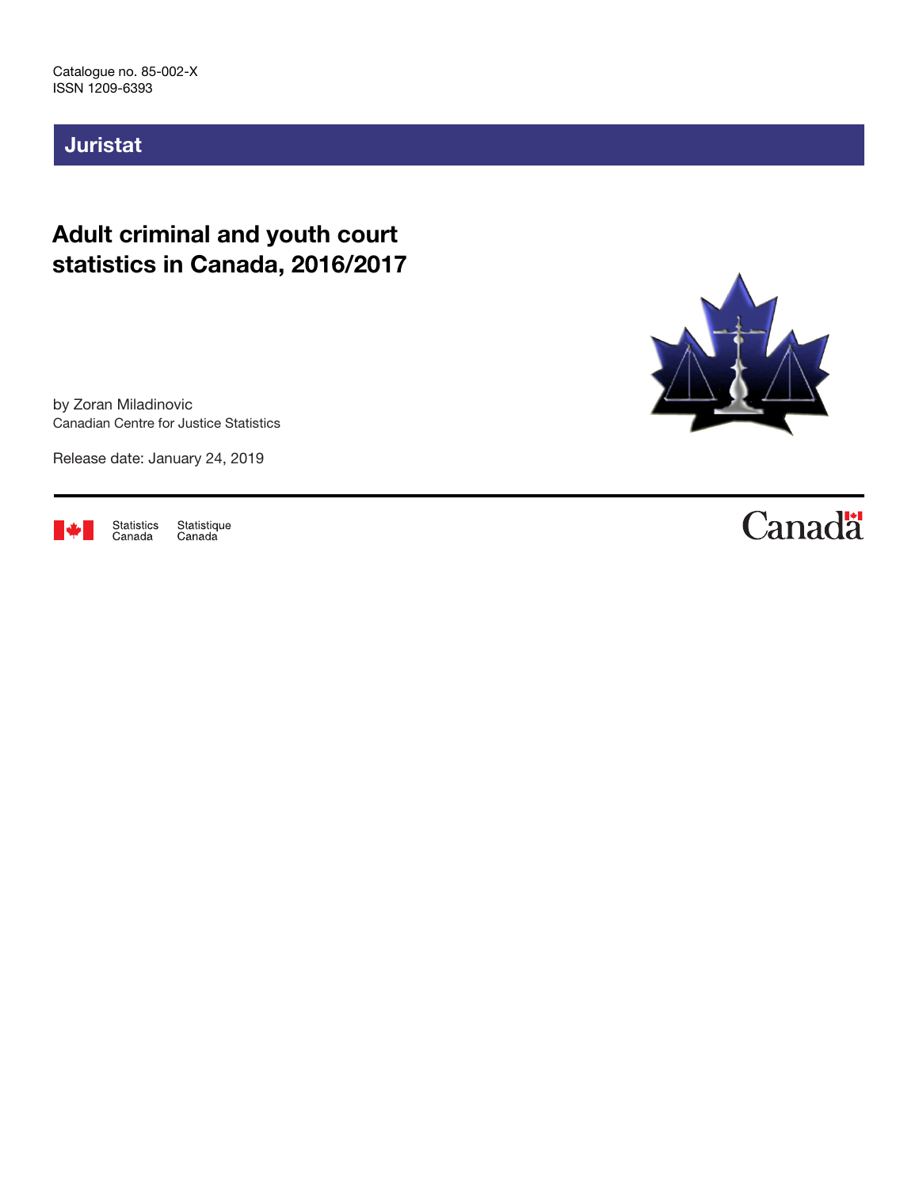Catalogue no. 85-002-X
ISSN 1209-6393

## Juristat

# Adult criminal and youth court statistics in Canada, 2016/2017

by Zoran Miladinovic
Canadian Centre for Justice Statistics

Release date: January 24, 2019

Statistics Canada Statistique Canada

Canada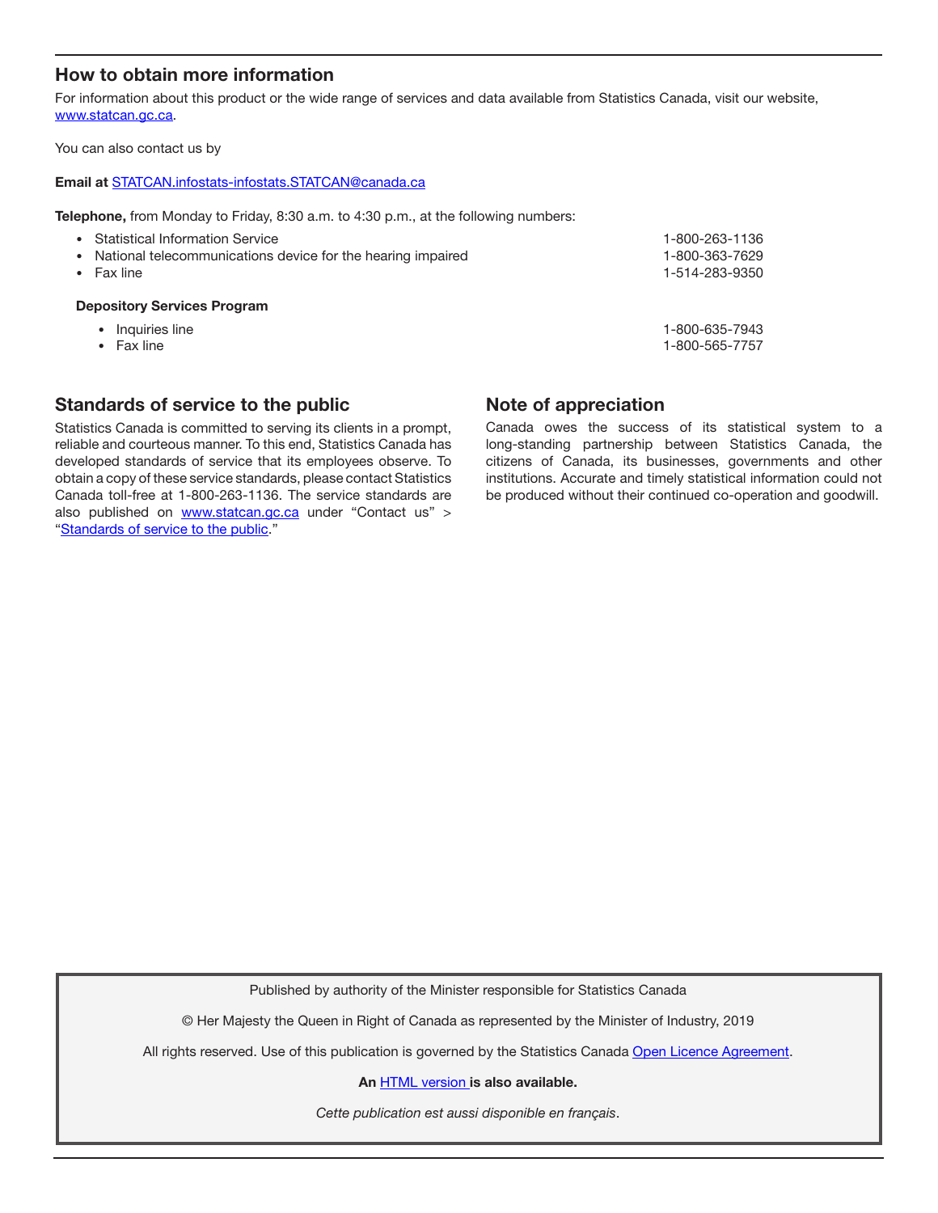## How to obtain more information

For information about this product or the wide range of services and data available from Statistics Canada, visit our website, www.statcan.gc.ca.

You can also contact us by

**Email at** STATCAN.infostats-infostats.STATCAN@canada.ca

**Telephone,** from Monday to Friday, 8:30 a.m. to 4:30 p.m., at the following numbers:

- Statistical Information Service 1-800-263-1136
- National telecommunications device for the hearing impaired 1-800-363-7629
- Fax line 1-514-283-9350

**Depository Services Program**

- Inquiries line 1-800-635-7943
- Fax line 1-800-565-7757

## Standards of service to the public

Statistics Canada is committed to serving its clients in a prompt, reliable and courteous manner. To this end, Statistics Canada has developed standards of service that its employees observe. To obtain a copy of these service standards, please contact Statistics Canada toll-free at 1-800-263-1136. The service standards are also published on www.statcan.gc.ca under "Contact us" > "Standards of service to the public."

## Note of appreciation

Canada owes the success of its statistical system to a long-standing partnership between Statistics Canada, the citizens of Canada, its businesses, governments and other institutions. Accurate and timely statistical information could not be produced without their continued co-operation and goodwill.

Published by authority of the Minister responsible for Statistics Canada

© Her Majesty the Queen in Right of Canada as represented by the Minister of Industry, 2019

All rights reserved. Use of this publication is governed by the Statistics Canada Open Licence Agreement.

**An HTML version is also available.**

*Cette publication est aussi disponible en français*.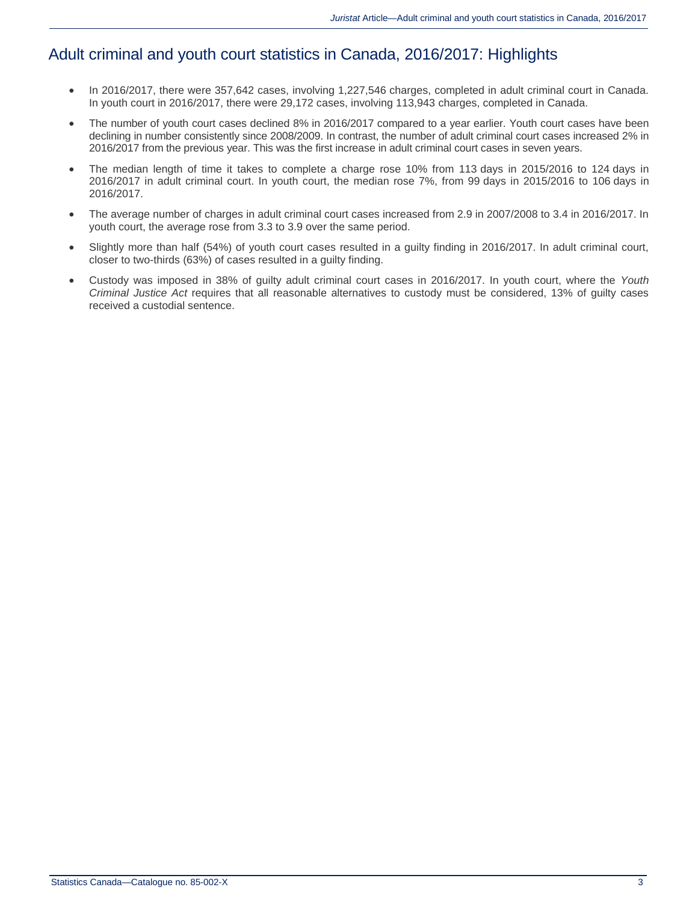# Adult criminal and youth court statistics in Canada, 2016/2017: Highlights

- In 2016/2017, there were 357,642 cases, involving 1,227,546 charges, completed in adult criminal court in Canada. In youth court in 2016/2017, there were 29,172 cases, involving 113,943 charges, completed in Canada.
- The number of youth court cases declined 8% in 2016/2017 compared to a year earlier. Youth court cases have been declining in number consistently since 2008/2009. In contrast, the number of adult criminal court cases increased 2% in 2016/2017 from the previous year. This was the first increase in adult criminal court cases in seven years.
- The median length of time it takes to complete a charge rose 10% from 113 days in 2015/2016 to 124 days in 2016/2017 in adult criminal court. In youth court, the median rose 7%, from 99 days in 2015/2016 to 106 days in 2016/2017.
- The average number of charges in adult criminal court cases increased from 2.9 in 2007/2008 to 3.4 in 2016/2017. In youth court, the average rose from 3.3 to 3.9 over the same period.
- Slightly more than half (54%) of youth court cases resulted in a guilty finding in 2016/2017. In adult criminal court, closer to two-thirds (63%) of cases resulted in a guilty finding.
- Custody was imposed in 38% of guilty adult criminal court cases in 2016/2017. In youth court, where the *Youth Criminal Justice Act* requires that all reasonable alternatives to custody must be considered, 13% of guilty cases received a custodial sentence.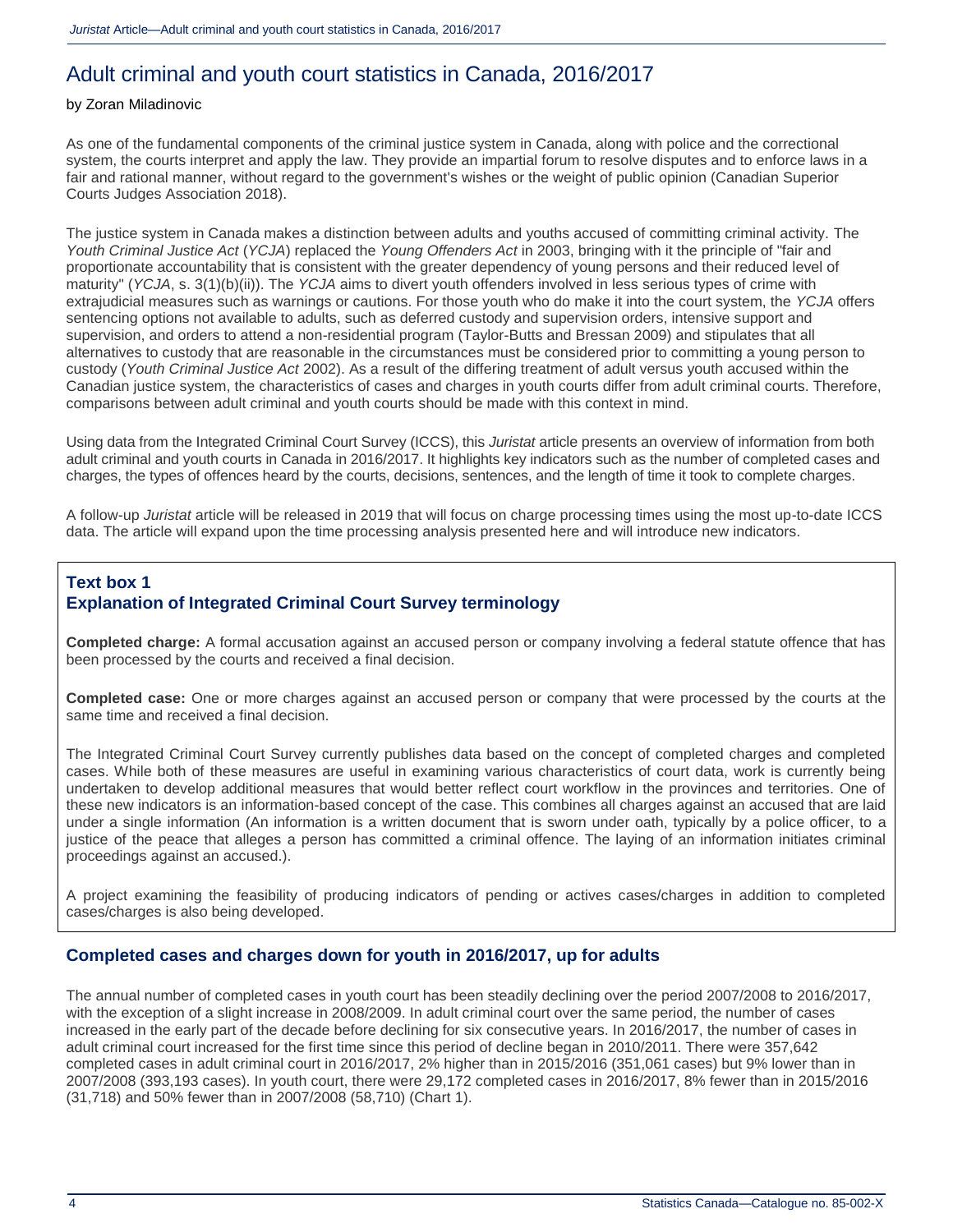# Adult criminal and youth court statistics in Canada, 2016/2017

by Zoran Miladinovic

As one of the fundamental components of the criminal justice system in Canada, along with police and the correctional system, the courts interpret and apply the law. They provide an impartial forum to resolve disputes and to enforce laws in a fair and rational manner, without regard to the government's wishes or the weight of public opinion (Canadian Superior Courts Judges Association 2018).

The justice system in Canada makes a distinction between adults and youths accused of committing criminal activity. The *Youth Criminal Justice Act* (*YCJA*) replaced the *Young Offenders Act* in 2003, bringing with it the principle of "fair and proportionate accountability that is consistent with the greater dependency of young persons and their reduced level of maturity" (*YCJA*, s. 3(1)(b)(ii)). The *YCJA* aims to divert youth offenders involved in less serious types of crime with extrajudicial measures such as warnings or cautions. For those youth who do make it into the court system, the *YCJA* offers sentencing options not available to adults, such as deferred custody and supervision orders, intensive support and supervision, and orders to attend a non-residential program (Taylor-Butts and Bressan 2009) and stipulates that all alternatives to custody that are reasonable in the circumstances must be considered prior to committing a young person to custody (*Youth Criminal Justice Act* 2002). As a result of the differing treatment of adult versus youth accused within the Canadian justice system, the characteristics of cases and charges in youth courts differ from adult criminal courts. Therefore, comparisons between adult criminal and youth courts should be made with this context in mind.

Using data from the Integrated Criminal Court Survey (ICCS), this *Juristat* article presents an overview of information from both adult criminal and youth courts in Canada in 2016/2017. It highlights key indicators such as the number of completed cases and charges, the types of offences heard by the courts, decisions, sentences, and the length of time it took to complete charges.

A follow-up *Juristat* article will be released in 2019 that will focus on charge processing times using the most up-to-date ICCS data. The article will expand upon the time processing analysis presented here and will introduce new indicators.

### Text box 1
### Explanation of Integrated Criminal Court Survey terminology

**Completed charge:** A formal accusation against an accused person or company involving a federal statute offence that has been processed by the courts and received a final decision.

**Completed case:** One or more charges against an accused person or company that were processed by the courts at the same time and received a final decision.

The Integrated Criminal Court Survey currently publishes data based on the concept of completed charges and completed cases. While both of these measures are useful in examining various characteristics of court data, work is currently being undertaken to develop additional measures that would better reflect court workflow in the provinces and territories. One of these new indicators is an information-based concept of the case. This combines all charges against an accused that are laid under a single information (An information is a written document that is sworn under oath, typically by a police officer, to a justice of the peace that alleges a person has committed a criminal offence. The laying of an information initiates criminal proceedings against an accused.).

A project examining the feasibility of producing indicators of pending or actives cases/charges in addition to completed cases/charges is also being developed.

## Completed cases and charges down for youth in 2016/2017, up for adults

The annual number of completed cases in youth court has been steadily declining over the period 2007/2008 to 2016/2017, with the exception of a slight increase in 2008/2009. In adult criminal court over the same period, the number of cases increased in the early part of the decade before declining for six consecutive years. In 2016/2017, the number of cases in adult criminal court increased for the first time since this period of decline began in 2010/2011. There were 357,642 completed cases in adult criminal court in 2016/2017, 2% higher than in 2015/2016 (351,061 cases) but 9% lower than in 2007/2008 (393,193 cases). In youth court, there were 29,172 completed cases in 2016/2017, 8% fewer than in 2015/2016 (31,718) and 50% fewer than in 2007/2008 (58,710) (Chart 1).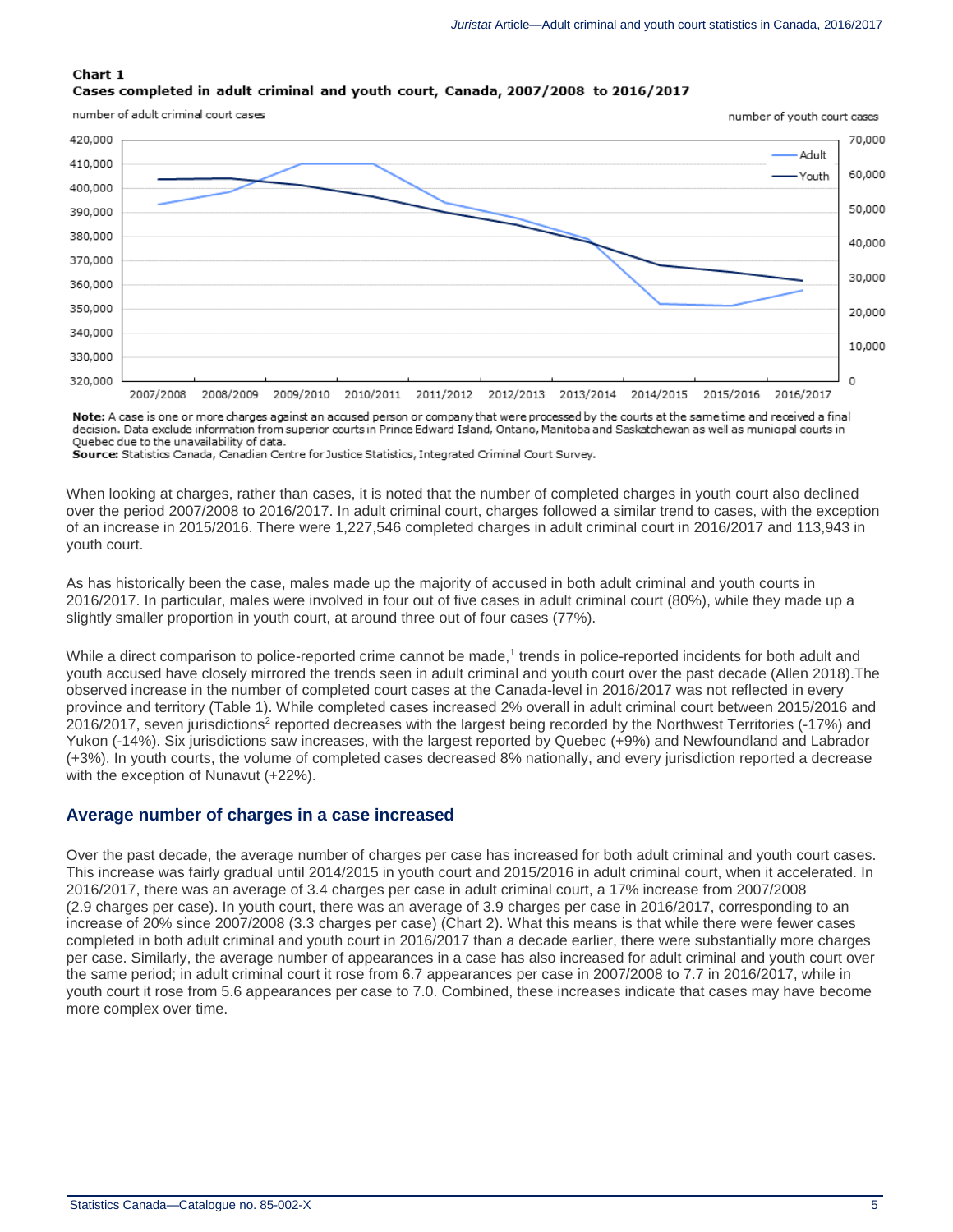**Chart 1**
**Cases completed in adult criminal and youth court, Canada, 2007/2008 to 2016/2017**

**Note:** A case is one or more charges against an accused person or company that were processed by the courts at the same time and received a final decision. Data exclude information from superior courts in Prince Edward Island, Ontario, Manitoba and Saskatchewan as well as municipal courts in Quebec due to the unavailability of data.
**Source:** Statistics Canada, Canadian Centre for Justice Statistics, Integrated Criminal Court Survey.

When looking at charges, rather than cases, it is noted that the number of completed charges in youth court also declined over the period 2007/2008 to 2016/2017. In adult criminal court, charges followed a similar trend to cases, with the exception of an increase in 2015/2016. There were 1,227,546 completed charges in adult criminal court in 2016/2017 and 113,943 in youth court.

As has historically been the case, males made up the majority of accused in both adult criminal and youth courts in 2016/2017. In particular, males were involved in four out of five cases in adult criminal court (80%), while they made up a slightly smaller proportion in youth court, at around three out of four cases (77%).

While a direct comparison to police-reported crime cannot be made,[1] trends in police-reported incidents for both adult and youth accused have closely mirrored the trends seen in adult criminal and youth court over the past decade (Allen 2018).The observed increase in the number of completed court cases at the Canada-level in 2016/2017 was not reflected in every province and territory (Table 1). While completed cases increased 2% overall in adult criminal court between 2015/2016 and 2016/2017, seven jurisdictions[2] reported decreases with the largest being recorded by the Northwest Territories (-17%) and Yukon (-14%). Six jurisdictions saw increases, with the largest reported by Quebec (+9%) and Newfoundland and Labrador (+3%). In youth courts, the volume of completed cases decreased 8% nationally, and every jurisdiction reported a decrease with the exception of Nunavut (+22%).

## Average number of charges in a case increased

Over the past decade, the average number of charges per case has increased for both adult criminal and youth court cases. This increase was fairly gradual until 2014/2015 in youth court and 2015/2016 in adult criminal court, when it accelerated. In 2016/2017, there was an average of 3.4 charges per case in adult criminal court, a 17% increase from 2007/2008 (2.9 charges per case). In youth court, there was an average of 3.9 charges per case in 2016/2017, corresponding to an increase of 20% since 2007/2008 (3.3 charges per case) (Chart 2). What this means is that while there were fewer cases completed in both adult criminal and youth court in 2016/2017 than a decade earlier, there were substantially more charges per case. Similarly, the average number of appearances in a case has also increased for adult criminal and youth court over the same period; in adult criminal court it rose from 6.7 appearances per case in 2007/2008 to 7.7 in 2016/2017, while in youth court it rose from 5.6 appearances per case to 7.0. Combined, these increases indicate that cases may have become more complex over time.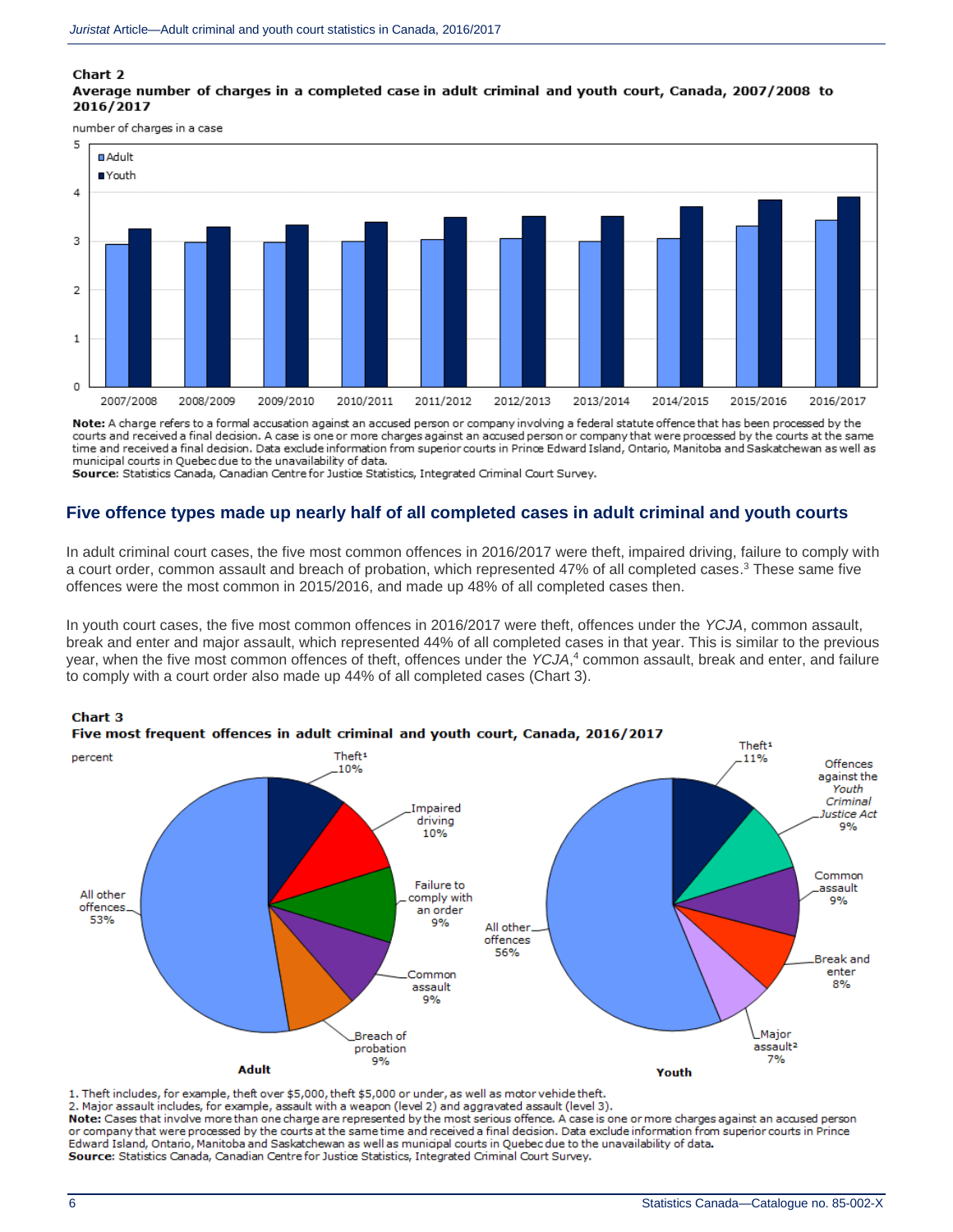**Chart 2**
**Average number of charges in a completed case in adult criminal and youth court, Canada, 2007/2008 to 2016/2017**

number of charges in a case

**Note:** A charge refers to a formal accusation against an accused person or company involving a federal statute offence that has been processed by the courts and received a final decision. A case is one or more charges against an accused person or company that were processed by the courts at the same time and received a final decision. Data exclude information from superior courts in Prince Edward Island, Ontario, Manitoba and Saskatchewan as well as municipal courts in Quebec due to the unavailability of data.
**Source:** Statistics Canada, Canadian Centre for Justice Statistics, Integrated Criminal Court Survey.

## Five offence types made up nearly half of all completed cases in adult criminal and youth courts

In adult criminal court cases, the five most common offences in 2016/2017 were theft, impaired driving, failure to comply with a court order, common assault and breach of probation, which represented 47% of all completed cases.[3] These same five offences were the most common in 2015/2016, and made up 48% of all completed cases then.

In youth court cases, the five most common offences in 2016/2017 were theft, offences under the *YCJA*, common assault, break and enter and major assault, which represented 44% of all completed cases in that year. This is similar to the previous year, when the five most common offences of theft, offences under the *YCJA*,[4] common assault, break and enter, and failure to comply with a court order also made up 44% of all completed cases (Chart 3).

**Chart 3**
**Five most frequent offences in adult criminal and youth court, Canada, 2016/2017**

percent

**Adult**

| Offence | Percent |
|---|---|
| Theft[1] | 10% |
| Impaired driving | 10% |
| Failure to comply with an order | 9% |
| Common assault | 9% |
| Breach of probation | 9% |
| All other offences | 53% |

**Youth**

| Offence | Percent |
|---|---|
| Theft[1] | 11% |
| Offences against the *Youth Criminal Justice Act* | 9% |
| Common assault | 9% |
| Break and enter | 8% |
| Major assault[2] | 7% |
| All other offences | 56% |

1. Theft includes, for example, theft over $5,000, theft $5,000 or under, as well as motor vehicle theft.
2. Major assault includes, for example, assault with a weapon (level 2) and aggravated assault (level 3).

**Note:** Cases that involve more than one charge are represented by the most serious offence. A case is one or more charges against an accused person or company that were processed by the courts at the same time and received a final decision. Data exclude information from superior courts in Prince Edward Island, Ontario, Manitoba and Saskatchewan as well as municipal courts in Quebec due to the unavailability of data.
**Source:** Statistics Canada, Canadian Centre for Justice Statistics, Integrated Criminal Court Survey.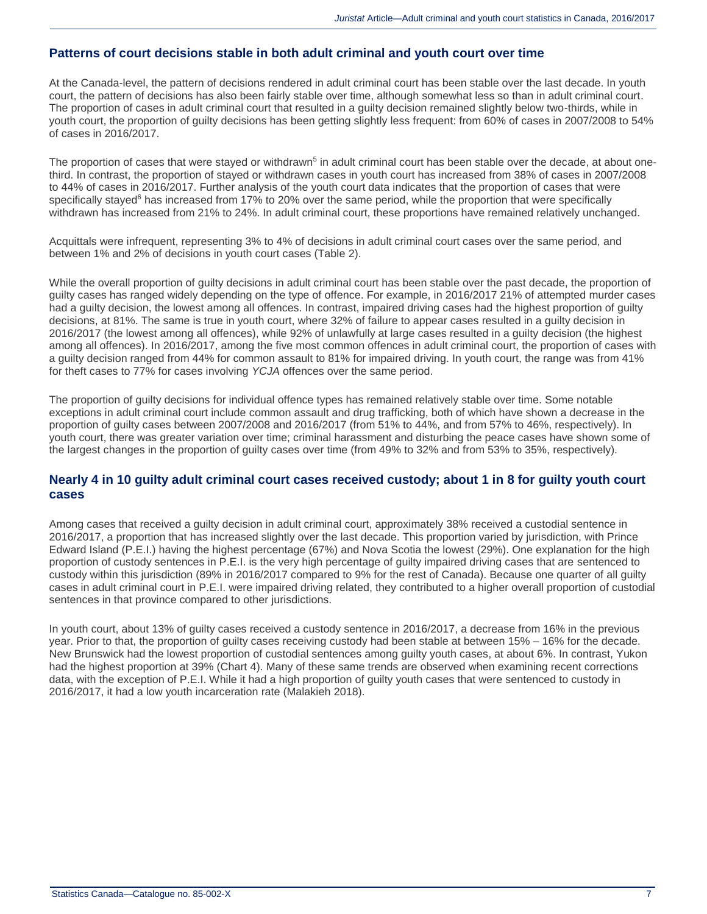## Patterns of court decisions stable in both adult criminal and youth court over time

At the Canada-level, the pattern of decisions rendered in adult criminal court has been stable over the last decade. In youth court, the pattern of decisions has also been fairly stable over time, although somewhat less so than in adult criminal court. The proportion of cases in adult criminal court that resulted in a guilty decision remained slightly below two-thirds, while in youth court, the proportion of guilty decisions has been getting slightly less frequent: from 60% of cases in 2007/2008 to 54% of cases in 2016/2017.

The proportion of cases that were stayed or withdrawn[5] in adult criminal court has been stable over the decade, at about one-third. In contrast, the proportion of stayed or withdrawn cases in youth court has increased from 38% of cases in 2007/2008 to 44% of cases in 2016/2017. Further analysis of the youth court data indicates that the proportion of cases that were specifically stayed[6] has increased from 17% to 20% over the same period, while the proportion that were specifically withdrawn has increased from 21% to 24%. In adult criminal court, these proportions have remained relatively unchanged.

Acquittals were infrequent, representing 3% to 4% of decisions in adult criminal court cases over the same period, and between 1% and 2% of decisions in youth court cases (Table 2).

While the overall proportion of guilty decisions in adult criminal court has been stable over the past decade, the proportion of guilty cases has ranged widely depending on the type of offence. For example, in 2016/2017 21% of attempted murder cases had a guilty decision, the lowest among all offences. In contrast, impaired driving cases had the highest proportion of guilty decisions, at 81%. The same is true in youth court, where 32% of failure to appear cases resulted in a guilty decision in 2016/2017 (the lowest among all offences), while 92% of unlawfully at large cases resulted in a guilty decision (the highest among all offences). In 2016/2017, among the five most common offences in adult criminal court, the proportion of cases with a guilty decision ranged from 44% for common assault to 81% for impaired driving. In youth court, the range was from 41% for theft cases to 77% for cases involving *YCJA* offences over the same period.

The proportion of guilty decisions for individual offence types has remained relatively stable over time. Some notable exceptions in adult criminal court include common assault and drug trafficking, both of which have shown a decrease in the proportion of guilty cases between 2007/2008 and 2016/2017 (from 51% to 44%, and from 57% to 46%, respectively). In youth court, there was greater variation over time; criminal harassment and disturbing the peace cases have shown some of the largest changes in the proportion of guilty cases over time (from 49% to 32% and from 53% to 35%, respectively).

## Nearly 4 in 10 guilty adult criminal court cases received custody; about 1 in 8 for guilty youth court cases

Among cases that received a guilty decision in adult criminal court, approximately 38% received a custodial sentence in 2016/2017, a proportion that has increased slightly over the last decade. This proportion varied by jurisdiction, with Prince Edward Island (P.E.I.) having the highest percentage (67%) and Nova Scotia the lowest (29%). One explanation for the high proportion of custody sentences in P.E.I. is the very high percentage of guilty impaired driving cases that are sentenced to custody within this jurisdiction (89% in 2016/2017 compared to 9% for the rest of Canada). Because one quarter of all guilty cases in adult criminal court in P.E.I. were impaired driving related, they contributed to a higher overall proportion of custodial sentences in that province compared to other jurisdictions.

In youth court, about 13% of guilty cases received a custody sentence in 2016/2017, a decrease from 16% in the previous year. Prior to that, the proportion of guilty cases receiving custody had been stable at between 15% – 16% for the decade. New Brunswick had the lowest proportion of custodial sentences among guilty youth cases, at about 6%. In contrast, Yukon had the highest proportion at 39% (Chart 4). Many of these same trends are observed when examining recent corrections data, with the exception of P.E.I. While it had a high proportion of guilty youth cases that were sentenced to custody in 2016/2017, it had a low youth incarceration rate (Malakieh 2018).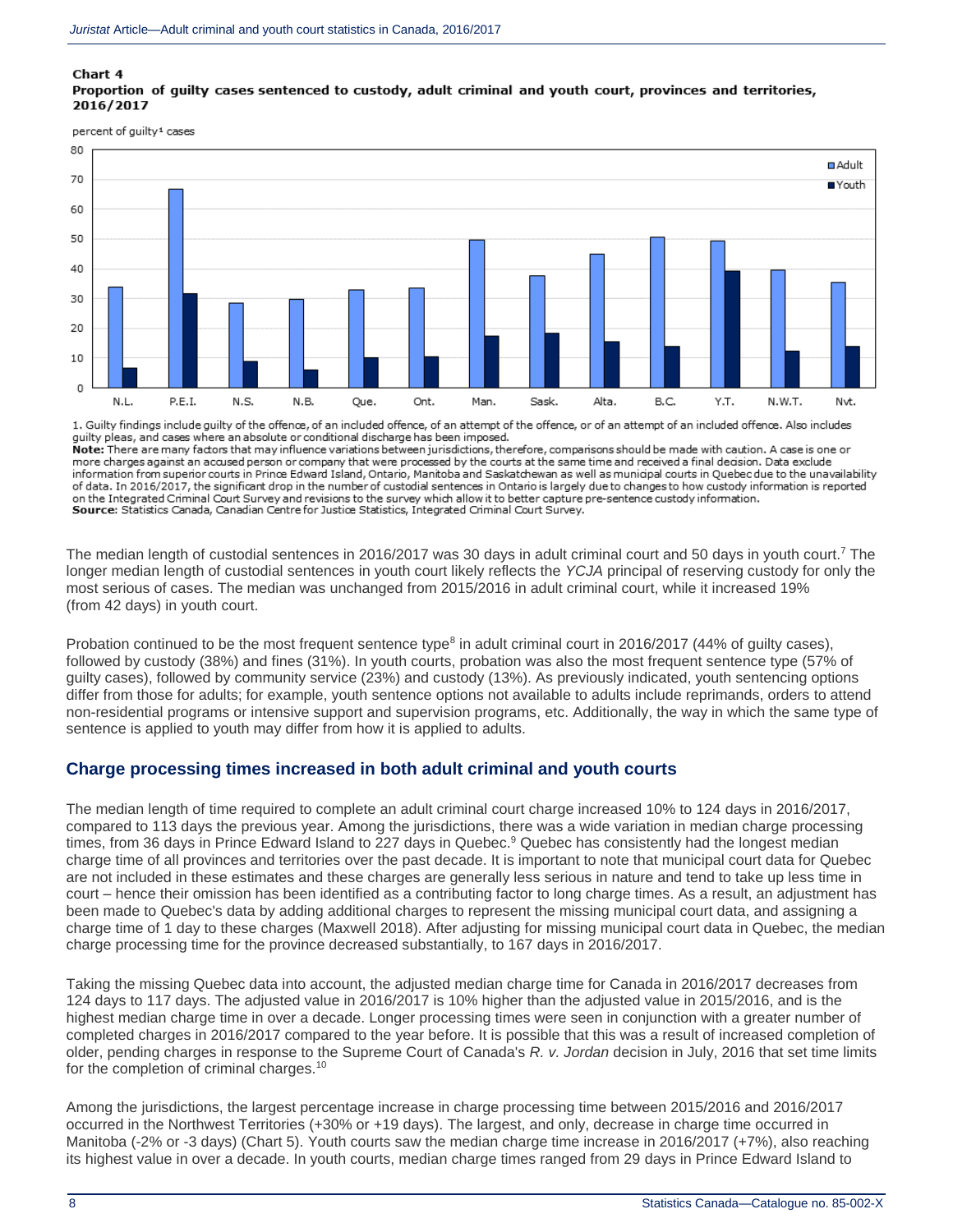**Chart 4**
**Proportion of guilty cases sentenced to custody, adult criminal and youth court, provinces and territories, 2016/2017**

1. Guilty findings include guilty of the offence, of an included offence, of an attempt of the offence, or of an attempt of an included offence. Also includes guilty pleas, and cases where an absolute or conditional discharge has been imposed.
**Note:** There are many factors that may influence variations between jurisdictions, therefore, comparisons should be made with caution. A case is one or more charges against an accused person or company that were processed by the courts at the same time and received a final decision. Data exclude information from superior courts in Prince Edward Island, Ontario, Manitoba and Saskatchewan as well as municipal courts in Quebec due to the unavailability of data. In 2016/2017, the significant drop in the number of custodial sentences in Ontario is largely due to changes to how custody information is reported on the Integrated Criminal Court Survey and revisions to the survey which allow it to better capture pre-sentence custody information.
**Source:** Statistics Canada, Canadian Centre for Justice Statistics, Integrated Criminal Court Survey.

The median length of custodial sentences in 2016/2017 was 30 days in adult criminal court and 50 days in youth court.[7] The longer median length of custodial sentences in youth court likely reflects the *YCJA* principal of reserving custody for only the most serious of cases. The median was unchanged from 2015/2016 in adult criminal court, while it increased 19% (from 42 days) in youth court.

Probation continued to be the most frequent sentence type[8] in adult criminal court in 2016/2017 (44% of guilty cases), followed by custody (38%) and fines (31%). In youth courts, probation was also the most frequent sentence type (57% of guilty cases), followed by community service (23%) and custody (13%). As previously indicated, youth sentencing options differ from those for adults; for example, youth sentence options not available to adults include reprimands, orders to attend non-residential programs or intensive support and supervision programs, etc. Additionally, the way in which the same type of sentence is applied to youth may differ from how it is applied to adults.

## Charge processing times increased in both adult criminal and youth courts

The median length of time required to complete an adult criminal court charge increased 10% to 124 days in 2016/2017, compared to 113 days the previous year. Among the jurisdictions, there was a wide variation in median charge processing times, from 36 days in Prince Edward Island to 227 days in Quebec.[9] Quebec has consistently had the longest median charge time of all provinces and territories over the past decade. It is important to note that municipal court data for Quebec are not included in these estimates and these charges are generally less serious in nature and tend to take up less time in court – hence their omission has been identified as a contributing factor to long charge times. As a result, an adjustment has been made to Quebec's data by adding additional charges to represent the missing municipal court data, and assigning a charge time of 1 day to these charges (Maxwell 2018). After adjusting for missing municipal court data in Quebec, the median charge processing time for the province decreased substantially, to 167 days in 2016/2017.

Taking the missing Quebec data into account, the adjusted median charge time for Canada in 2016/2017 decreases from 124 days to 117 days. The adjusted value in 2016/2017 is 10% higher than the adjusted value in 2015/2016, and is the highest median charge time in over a decade. Longer processing times were seen in conjunction with a greater number of completed charges in 2016/2017 compared to the year before. It is possible that this was a result of increased completion of older, pending charges in response to the Supreme Court of Canada's *R. v. Jordan* decision in July, 2016 that set time limits for the completion of criminal charges.[10]

Among the jurisdictions, the largest percentage increase in charge processing time between 2015/2016 and 2016/2017 occurred in the Northwest Territories (+30% or +19 days). The largest, and only, decrease in charge time occurred in Manitoba (-2% or -3 days) (Chart 5). Youth courts saw the median charge time increase in 2016/2017 (+7%), also reaching its highest value in over a decade. In youth courts, median charge times ranged from 29 days in Prince Edward Island to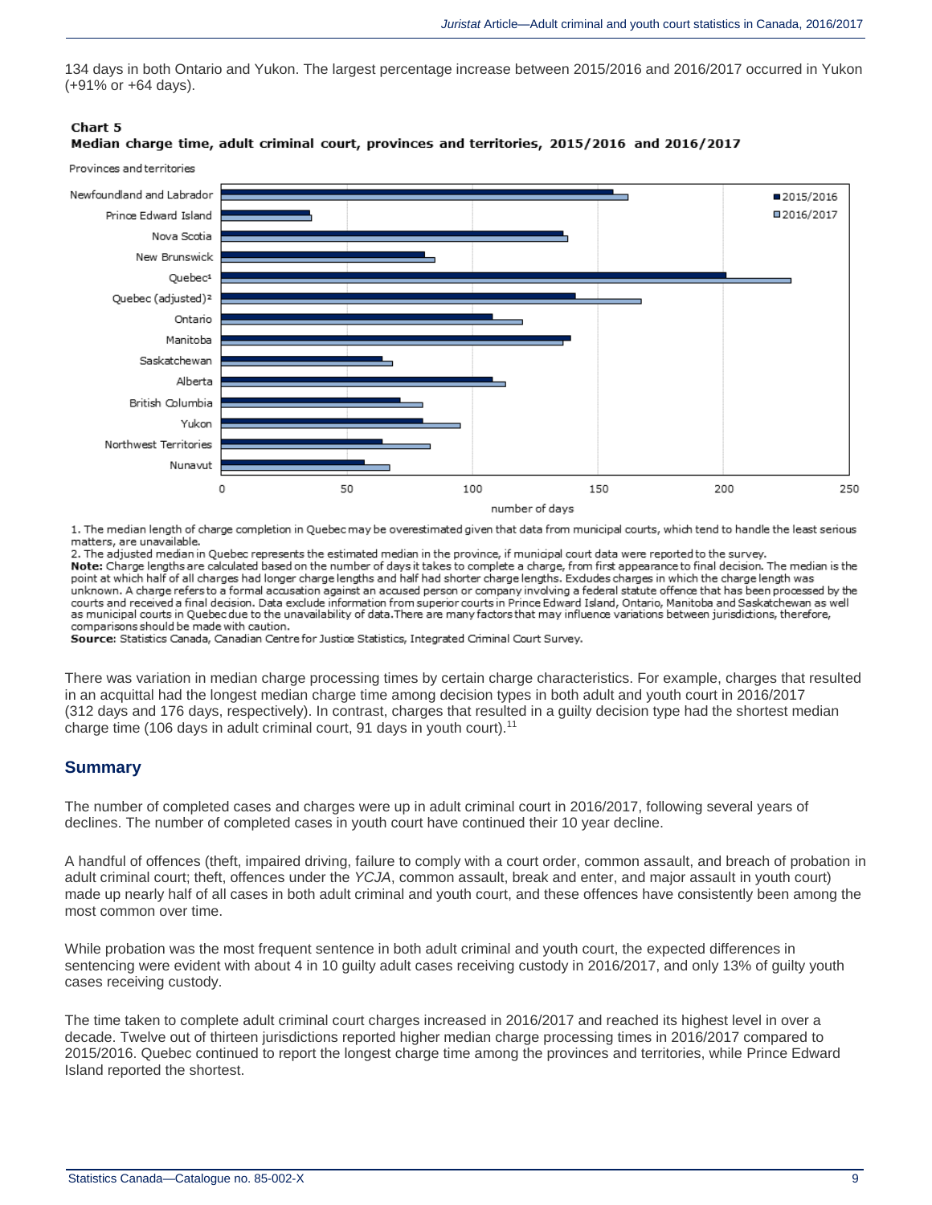134 days in both Ontario and Yukon. The largest percentage increase between 2015/2016 and 2016/2017 occurred in Yukon (+91% or +64 days).

**Chart 5**
**Median charge time, adult criminal court, provinces and territories, 2015/2016 and 2016/2017**

1. The median length of charge completion in Quebec may be overestimated given that data from municipal courts, which tend to handle the least serious matters, are unavailable.
2. The adjusted median in Quebec represents the estimated median in the province, if municipal court data were reported to the survey.

**Note:** Charge lengths are calculated based on the number of days it takes to complete a charge, from first appearance to final decision. The median is the point at which half of all charges had longer charge lengths and half had shorter charge lengths. Excludes charges in which the charge length was unknown. A charge refers to a formal accusation against an accused person or company involving a federal statute offence that has been processed by the courts and received a final decision. Data exclude information from superior courts in Prince Edward Island, Ontario, Manitoba and Saskatchewan as well as municipal courts in Quebec due to the unavailability of data. There are many factors that may influence variations between jurisdictions, therefore, comparisons should be made with caution.

**Source:** Statistics Canada, Canadian Centre for Justice Statistics, Integrated Criminal Court Survey.

There was variation in median charge processing times by certain charge characteristics. For example, charges that resulted in an acquittal had the longest median charge time among decision types in both adult and youth court in 2016/2017 (312 days and 176 days, respectively). In contrast, charges that resulted in a guilty decision type had the shortest median charge time (106 days in adult criminal court, 91 days in youth court).[11]

## Summary

The number of completed cases and charges were up in adult criminal court in 2016/2017, following several years of declines. The number of completed cases in youth court have continued their 10 year decline.

A handful of offences (theft, impaired driving, failure to comply with a court order, common assault, and breach of probation in adult criminal court; theft, offences under the *YCJA*, common assault, break and enter, and major assault in youth court) made up nearly half of all cases in both adult criminal and youth court, and these offences have consistently been among the most common over time.

While probation was the most frequent sentence in both adult criminal and youth court, the expected differences in sentencing were evident with about 4 in 10 guilty adult cases receiving custody in 2016/2017, and only 13% of guilty youth cases receiving custody.

The time taken to complete adult criminal court charges increased in 2016/2017 and reached its highest level in over a decade. Twelve out of thirteen jurisdictions reported higher median charge processing times in 2016/2017 compared to 2015/2016. Quebec continued to report the longest charge time among the provinces and territories, while Prince Edward Island reported the shortest.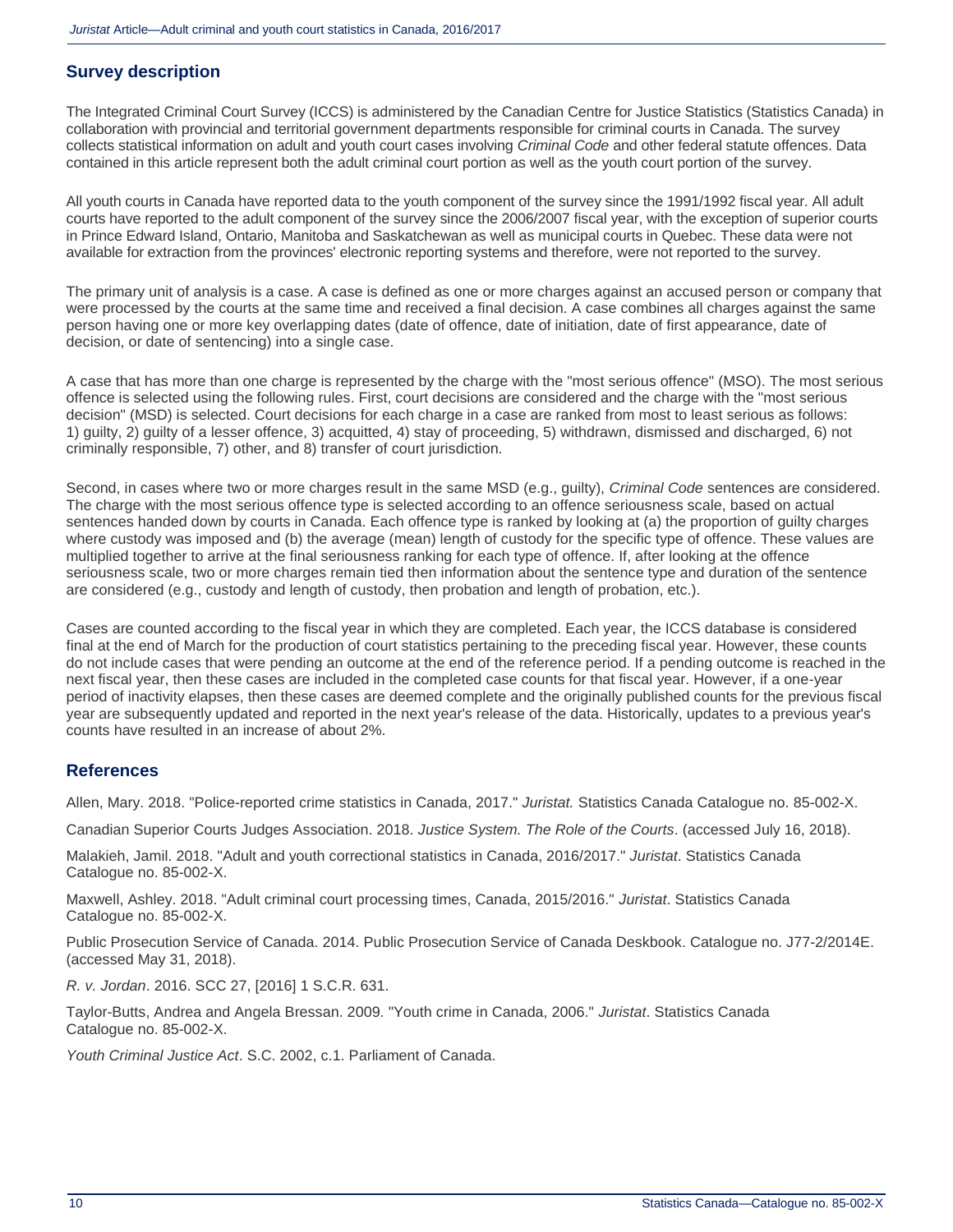## Survey description

The Integrated Criminal Court Survey (ICCS) is administered by the Canadian Centre for Justice Statistics (Statistics Canada) in collaboration with provincial and territorial government departments responsible for criminal courts in Canada. The survey collects statistical information on adult and youth court cases involving *Criminal Code* and other federal statute offences. Data contained in this article represent both the adult criminal court portion as well as the youth court portion of the survey.

All youth courts in Canada have reported data to the youth component of the survey since the 1991/1992 fiscal year. All adult courts have reported to the adult component of the survey since the 2006/2007 fiscal year, with the exception of superior courts in Prince Edward Island, Ontario, Manitoba and Saskatchewan as well as municipal courts in Quebec. These data were not available for extraction from the provinces' electronic reporting systems and therefore, were not reported to the survey.

The primary unit of analysis is a case. A case is defined as one or more charges against an accused person or company that were processed by the courts at the same time and received a final decision. A case combines all charges against the same person having one or more key overlapping dates (date of offence, date of initiation, date of first appearance, date of decision, or date of sentencing) into a single case.

A case that has more than one charge is represented by the charge with the "most serious offence" (MSO). The most serious offence is selected using the following rules. First, court decisions are considered and the charge with the "most serious decision" (MSD) is selected. Court decisions for each charge in a case are ranked from most to least serious as follows: 1) guilty, 2) guilty of a lesser offence, 3) acquitted, 4) stay of proceeding, 5) withdrawn, dismissed and discharged, 6) not criminally responsible, 7) other, and 8) transfer of court jurisdiction.

Second, in cases where two or more charges result in the same MSD (e.g., guilty), *Criminal Code* sentences are considered. The charge with the most serious offence type is selected according to an offence seriousness scale, based on actual sentences handed down by courts in Canada. Each offence type is ranked by looking at (a) the proportion of guilty charges where custody was imposed and (b) the average (mean) length of custody for the specific type of offence. These values are multiplied together to arrive at the final seriousness ranking for each type of offence. If, after looking at the offence seriousness scale, two or more charges remain tied then information about the sentence type and duration of the sentence are considered (e.g., custody and length of custody, then probation and length of probation, etc.).

Cases are counted according to the fiscal year in which they are completed. Each year, the ICCS database is considered final at the end of March for the production of court statistics pertaining to the preceding fiscal year. However, these counts do not include cases that were pending an outcome at the end of the reference period. If a pending outcome is reached in the next fiscal year, then these cases are included in the completed case counts for that fiscal year. However, if a one-year period of inactivity elapses, then these cases are deemed complete and the originally published counts for the previous fiscal year are subsequently updated and reported in the next year's release of the data. Historically, updates to a previous year's counts have resulted in an increase of about 2%.

## References

Allen, Mary. 2018. "Police-reported crime statistics in Canada, 2017." *Juristat.* Statistics Canada Catalogue no. 85-002-X.

Canadian Superior Courts Judges Association. 2018. *Justice System. The Role of the Courts*. (accessed July 16, 2018).

Malakieh, Jamil. 2018. "Adult and youth correctional statistics in Canada, 2016/2017." *Juristat*. Statistics Canada Catalogue no. 85-002-X.

Maxwell, Ashley. 2018. "Adult criminal court processing times, Canada, 2015/2016." *Juristat*. Statistics Canada Catalogue no. 85-002-X.

Public Prosecution Service of Canada. 2014. Public Prosecution Service of Canada Deskbook. Catalogue no. J77-2/2014E. (accessed May 31, 2018).

*R. v. Jordan*. 2016. SCC 27, [2016] 1 S.C.R. 631.

Taylor-Butts, Andrea and Angela Bressan. 2009. "Youth crime in Canada, 2006." *Juristat*. Statistics Canada Catalogue no. 85-002-X.

*Youth Criminal Justice Act*. S.C. 2002, c.1. Parliament of Canada.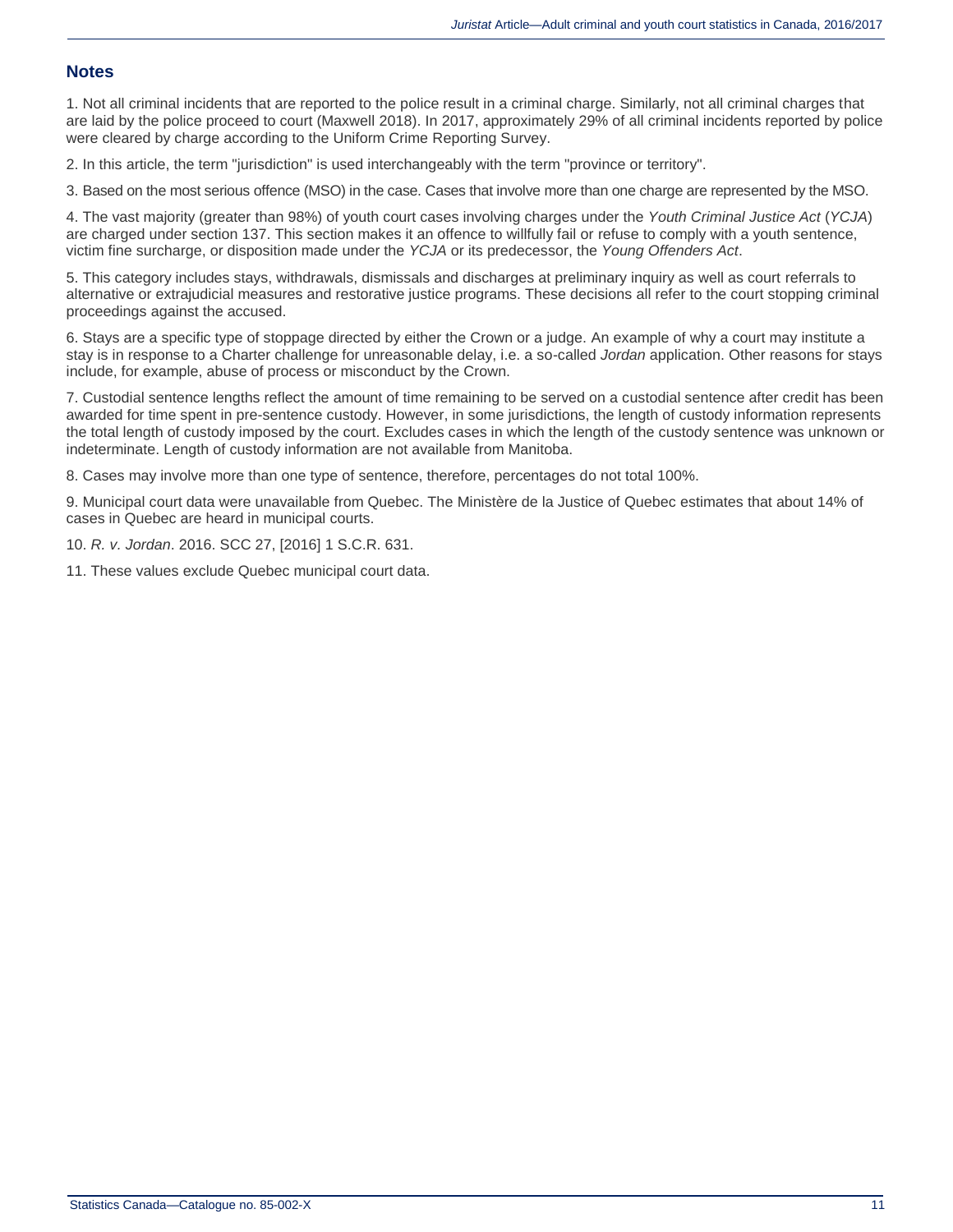## Notes

1. Not all criminal incidents that are reported to the police result in a criminal charge. Similarly, not all criminal charges that are laid by the police proceed to court (Maxwell 2018). In 2017, approximately 29% of all criminal incidents reported by police were cleared by charge according to the Uniform Crime Reporting Survey.

2. In this article, the term "jurisdiction" is used interchangeably with the term "province or territory".

3. Based on the most serious offence (MSO) in the case. Cases that involve more than one charge are represented by the MSO.

4. The vast majority (greater than 98%) of youth court cases involving charges under the *Youth Criminal Justice Act* (*YCJA*) are charged under section 137. This section makes it an offence to willfully fail or refuse to comply with a youth sentence, victim fine surcharge, or disposition made under the *YCJA* or its predecessor, the *Young Offenders Act*.

5. This category includes stays, withdrawals, dismissals and discharges at preliminary inquiry as well as court referrals to alternative or extrajudicial measures and restorative justice programs. These decisions all refer to the court stopping criminal proceedings against the accused.

6. Stays are a specific type of stoppage directed by either the Crown or a judge. An example of why a court may institute a stay is in response to a Charter challenge for unreasonable delay, i.e. a so-called *Jordan* application. Other reasons for stays include, for example, abuse of process or misconduct by the Crown.

7. Custodial sentence lengths reflect the amount of time remaining to be served on a custodial sentence after credit has been awarded for time spent in pre-sentence custody. However, in some jurisdictions, the length of custody information represents the total length of custody imposed by the court. Excludes cases in which the length of the custody sentence was unknown or indeterminate. Length of custody information are not available from Manitoba.

8. Cases may involve more than one type of sentence, therefore, percentages do not total 100%.

9. Municipal court data were unavailable from Quebec. The Ministère de la Justice of Quebec estimates that about 14% of cases in Quebec are heard in municipal courts.

10. *R. v. Jordan*. 2016. SCC 27, [2016] 1 S.C.R. 631.

11. These values exclude Quebec municipal court data.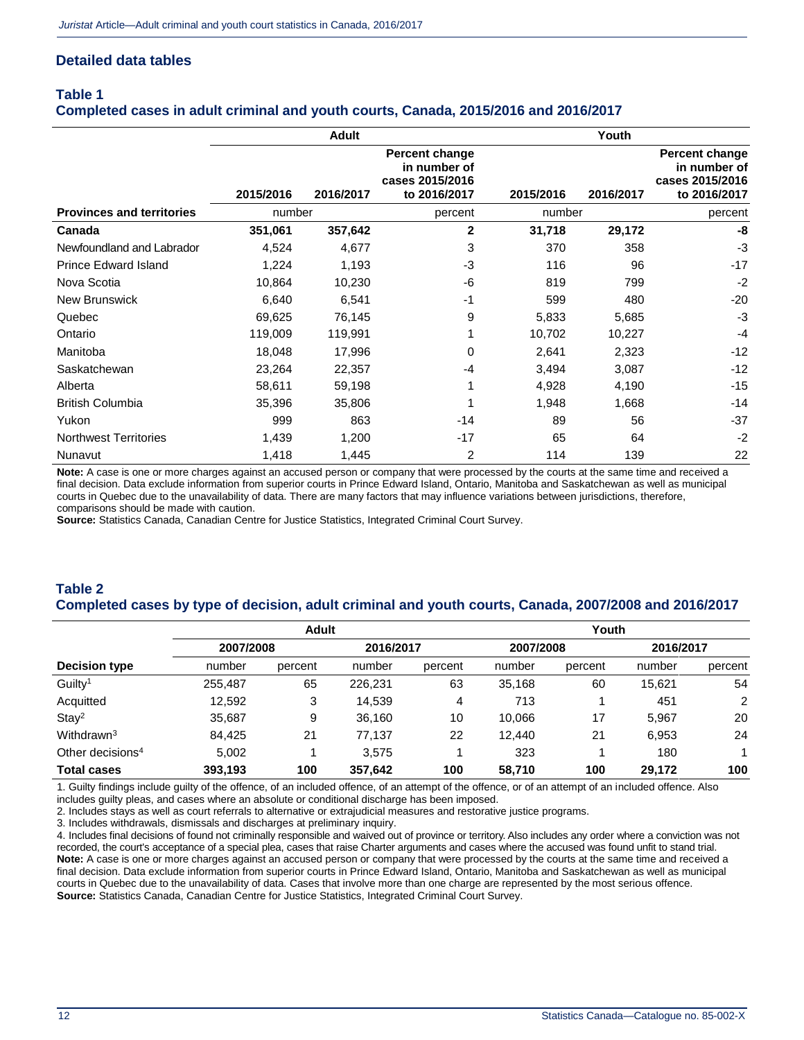## Detailed data tables

### Table 1
### Completed cases in adult criminal and youth courts, Canada, 2015/2016 and 2016/2017

| | Adult | | | Youth | | |
|---|---|---|---|---|---|---|
| | 2015/2016 | 2016/2017 | Percent change in number of cases 2015/2016 to 2016/2017 | 2015/2016 | 2016/2017 | Percent change in number of cases 2015/2016 to 2016/2017 |
| **Provinces and territories** | number | | percent | number | | percent |
| **Canada** | **351,061** | **357,642** | **2** | **31,718** | **29,172** | **-8** |
| Newfoundland and Labrador | 4,524 | 4,677 | 3 | 370 | 358 | -3 |
| Prince Edward Island | 1,224 | 1,193 | -3 | 116 | 96 | -17 |
| Nova Scotia | 10,864 | 10,230 | -6 | 819 | 799 | -2 |
| New Brunswick | 6,640 | 6,541 | -1 | 599 | 480 | -20 |
| Quebec | 69,625 | 76,145 | 9 | 5,833 | 5,685 | -3 |
| Ontario | 119,009 | 119,991 | 1 | 10,702 | 10,227 | -4 |
| Manitoba | 18,048 | 17,996 | 0 | 2,641 | 2,323 | -12 |
| Saskatchewan | 23,264 | 22,357 | -4 | 3,494 | 3,087 | -12 |
| Alberta | 58,611 | 59,198 | 1 | 4,928 | 4,190 | -15 |
| British Columbia | 35,396 | 35,806 | 1 | 1,948 | 1,668 | -14 |
| Yukon | 999 | 863 | -14 | 89 | 56 | -37 |
| Northwest Territories | 1,439 | 1,200 | -17 | 65 | 64 | -2 |
| Nunavut | 1,418 | 1,445 | 2 | 114 | 139 | 22 |

**Note:** A case is one or more charges against an accused person or company that were processed by the courts at the same time and received a final decision. Data exclude information from superior courts in Prince Edward Island, Ontario, Manitoba and Saskatchewan as well as municipal courts in Quebec due to the unavailability of data. There are many factors that may influence variations between jurisdictions, therefore, comparisons should be made with caution.
**Source:** Statistics Canada, Canadian Centre for Justice Statistics, Integrated Criminal Court Survey.

### Table 2
### Completed cases by type of decision, adult criminal and youth courts, Canada, 2007/2008 and 2016/2017

| | Adult | | | | Youth | | | |
|---|---|---|---|---|---|---|---|---|
| | 2007/2008 | | 2016/2017 | | 2007/2008 | | 2016/2017 | |
| **Decision type** | number | percent | number | percent | number | percent | number | percent |
| Guilty[1] | 255,487 | 65 | 226,231 | 63 | 35,168 | 60 | 15,621 | 54 |
| Acquitted | 12,592 | 3 | 14,539 | 4 | 713 | 1 | 451 | 2 |
| Stay[2] | 35,687 | 9 | 36,160 | 10 | 10,066 | 17 | 5,967 | 20 |
| Withdrawn[3] | 84,425 | 21 | 77,137 | 22 | 12,440 | 21 | 6,953 | 24 |
| Other decisions[4] | 5,002 | 1 | 3,575 | 1 | 323 | 1 | 180 | 1 |
| **Total cases** | **393,193** | **100** | **357,642** | **100** | **58,710** | **100** | **29,172** | **100** |

1. Guilty findings include guilty of the offence, of an included offence, of an attempt of the offence, or of an attempt of an included offence. Also includes guilty pleas, and cases where an absolute or conditional discharge has been imposed.
2. Includes stays as well as court referrals to alternative or extrajudicial measures and restorative justice programs.
3. Includes withdrawals, dismissals and discharges at preliminary inquiry.
4. Includes final decisions of found not criminally responsible and waived out of province or territory. Also includes any order where a conviction was not recorded, the court's acceptance of a special plea, cases that raise Charter arguments and cases where the accused was found unfit to stand trial.
**Note:** A case is one or more charges against an accused person or company that were processed by the courts at the same time and received a final decision. Data exclude information from superior courts in Prince Edward Island, Ontario, Manitoba and Saskatchewan as well as municipal courts in Quebec due to the unavailability of data. Cases that involve more than one charge are represented by the most serious offence.
**Source:** Statistics Canada, Canadian Centre for Justice Statistics, Integrated Criminal Court Survey.